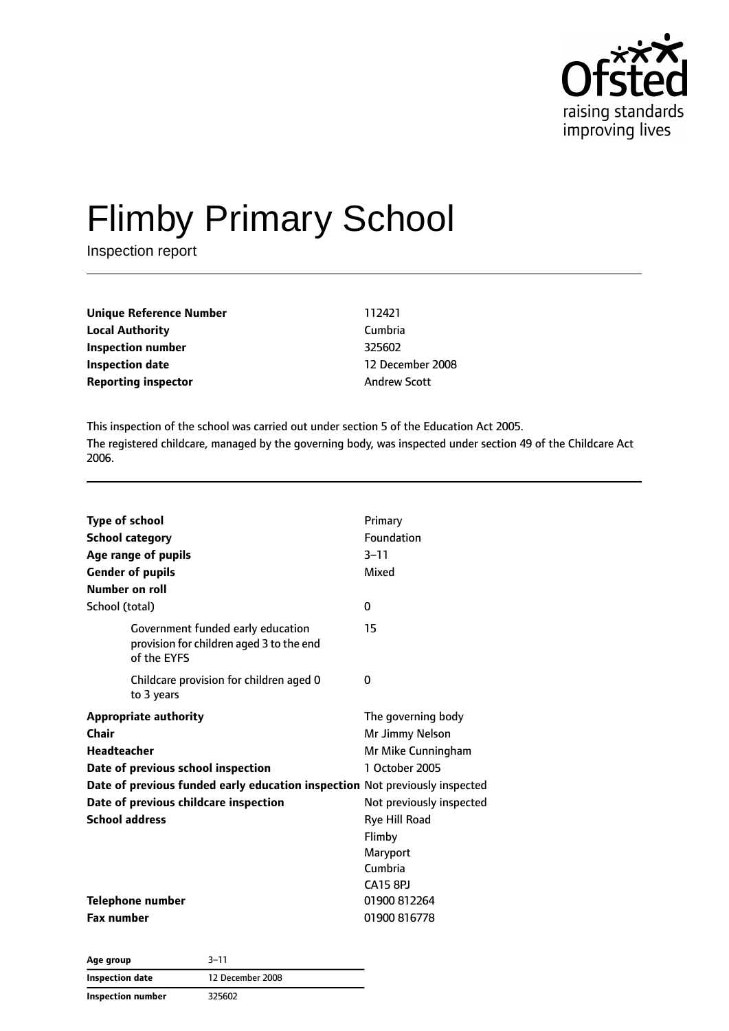# Flimby Primary School

Inspection report

| | |
|---|---|
| **Unique Reference Number** | 112421 |
| **Local Authority** | Cumbria |
| **Inspection number** | 325602 |
| **Inspection date** | 12 December 2008 |
| **Reporting inspector** | Andrew Scott |

This inspection of the school was carried out under section 5 of the Education Act 2005.

The registered childcare, managed by the governing body, was inspected under section 49 of the Childcare Act 2006.

| | |
|---|---|
| **Type of school** | Primary |
| **School category** | Foundation |
| **Age range of pupils** | 3–11 |
| **Gender of pupils** | Mixed |
| **Number on roll** | |
| School (total) | 0 |
| Government funded early education provision for children aged 3 to the end of the EYFS | 15 |
| Childcare provision for children aged 0 to 3 years | 0 |
| **Appropriate authority** | The governing body |
| **Chair** | Mr Jimmy Nelson |
| **Headteacher** | Mr Mike Cunningham |
| **Date of previous school inspection** | 1 October 2005 |
| **Date of previous funded early education inspection** | Not previously inspected |
| **Date of previous childcare inspection** | Not previously inspected |
| **School address** | Rye Hill Road<br>Flimby<br>Maryport<br>Cumbria<br>CA15 8PJ |
| **Telephone number** | 01900 812264 |
| **Fax number** | 01900 816778 |

| | |
|---|---|
| **Age group** | 3–11 |
| **Inspection date** | 12 December 2008 |
| **Inspection number** | 325602 |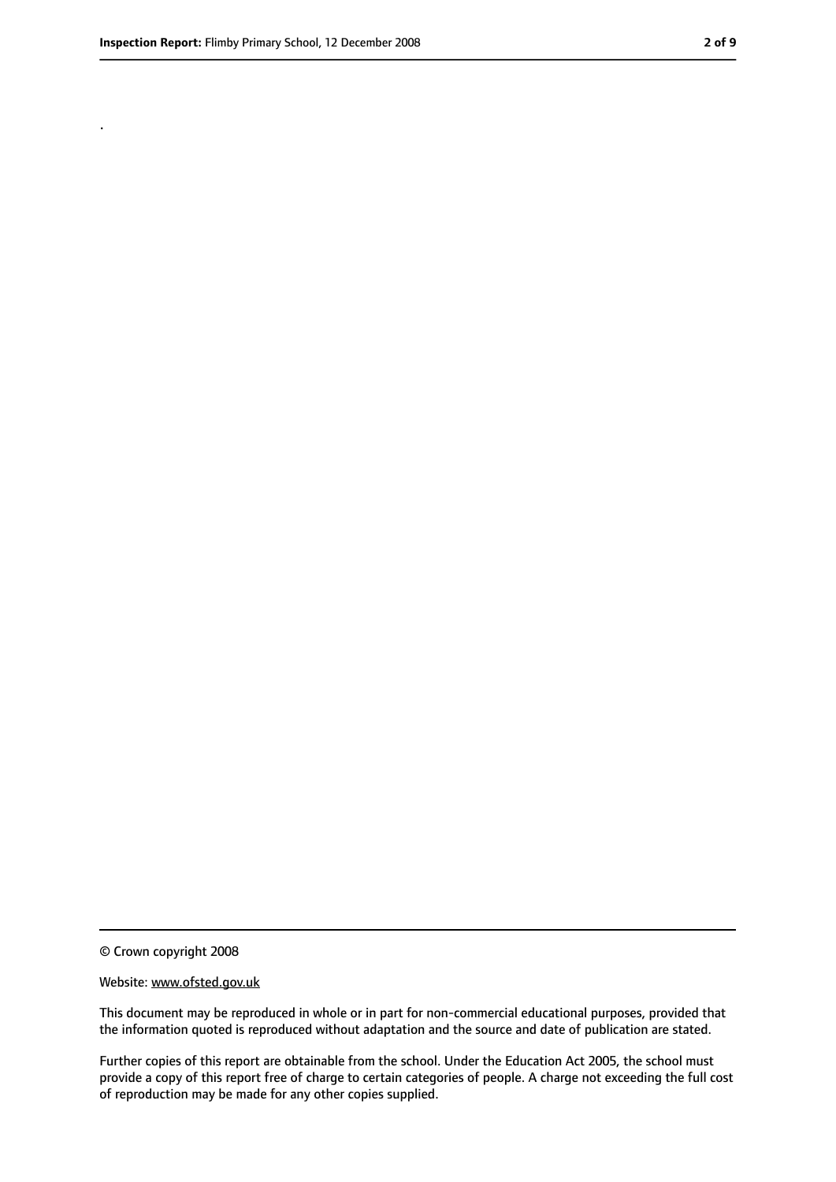.

© Crown copyright 2008

Website: www.ofsted.gov.uk

This document may be reproduced in whole or in part for non-commercial educational purposes, provided that the information quoted is reproduced without adaptation and the source and date of publication are stated.

Further copies of this report are obtainable from the school. Under the Education Act 2005, the school must provide a copy of this report free of charge to certain categories of people. A charge not exceeding the full cost of reproduction may be made for any other copies supplied.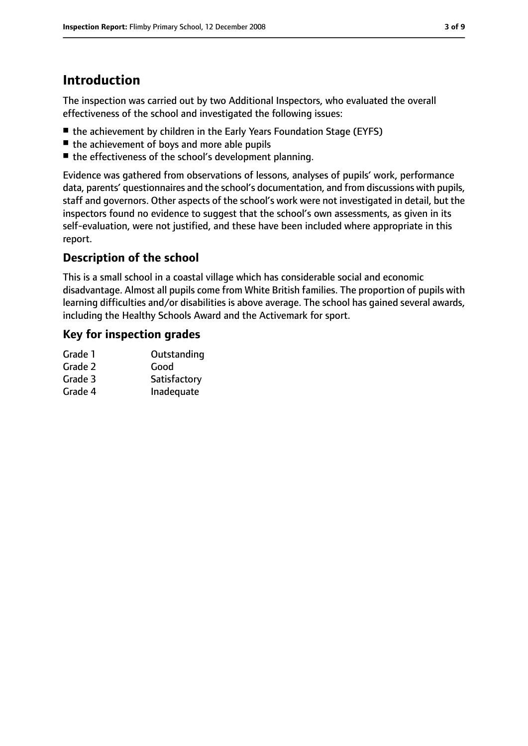# Introduction

The inspection was carried out by two Additional Inspectors, who evaluated the overall effectiveness of the school and investigated the following issues:

- the achievement by children in the Early Years Foundation Stage (EYFS)
- the achievement of boys and more able pupils
- the effectiveness of the school's development planning.

Evidence was gathered from observations of lessons, analyses of pupils' work, performance data, parents' questionnaires and the school's documentation, and from discussions with pupils, staff and governors. Other aspects of the school's work were not investigated in detail, but the inspectors found no evidence to suggest that the school's own assessments, as given in its self-evaluation, were not justified, and these have been included where appropriate in this report.

## Description of the school

This is a small school in a coastal village which has considerable social and economic disadvantage. Almost all pupils come from White British families. The proportion of pupils with learning difficulties and/or disabilities is above average. The school has gained several awards, including the Healthy Schools Award and the Activemark for sport.

## Key for inspection grades

| | |
|---|---|
| Grade 1 | Outstanding |
| Grade 2 | Good |
| Grade 3 | Satisfactory |
| Grade 4 | Inadequate |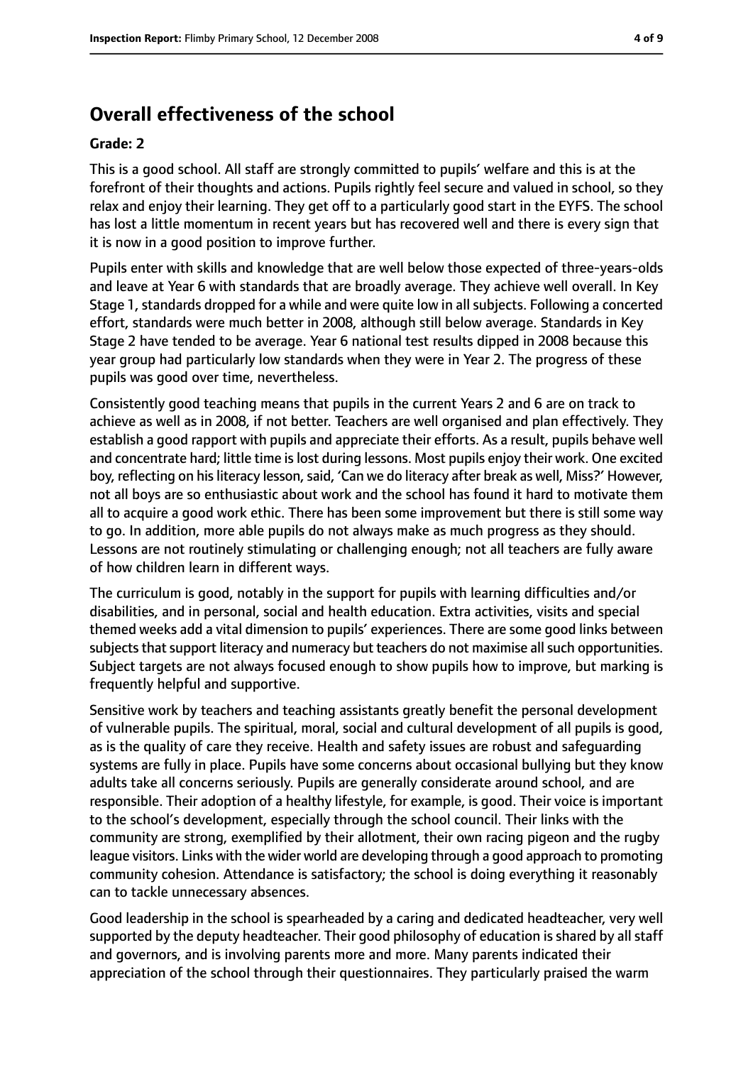## Overall effectiveness of the school

**Grade: 2**

This is a good school. All staff are strongly committed to pupils' welfare and this is at the forefront of their thoughts and actions. Pupils rightly feel secure and valued in school, so they relax and enjoy their learning. They get off to a particularly good start in the EYFS. The school has lost a little momentum in recent years but has recovered well and there is every sign that it is now in a good position to improve further.

Pupils enter with skills and knowledge that are well below those expected of three-years-olds and leave at Year 6 with standards that are broadly average. They achieve well overall. In Key Stage 1, standards dropped for a while and were quite low in all subjects. Following a concerted effort, standards were much better in 2008, although still below average. Standards in Key Stage 2 have tended to be average. Year 6 national test results dipped in 2008 because this year group had particularly low standards when they were in Year 2. The progress of these pupils was good over time, nevertheless.

Consistently good teaching means that pupils in the current Years 2 and 6 are on track to achieve as well as in 2008, if not better. Teachers are well organised and plan effectively. They establish a good rapport with pupils and appreciate their efforts. As a result, pupils behave well and concentrate hard; little time is lost during lessons. Most pupils enjoy their work. One excited boy, reflecting on his literacy lesson, said, 'Can we do literacy after break as well, Miss?' However, not all boys are so enthusiastic about work and the school has found it hard to motivate them all to acquire a good work ethic. There has been some improvement but there is still some way to go. In addition, more able pupils do not always make as much progress as they should. Lessons are not routinely stimulating or challenging enough; not all teachers are fully aware of how children learn in different ways.

The curriculum is good, notably in the support for pupils with learning difficulties and/or disabilities, and in personal, social and health education. Extra activities, visits and special themed weeks add a vital dimension to pupils' experiences. There are some good links between subjects that support literacy and numeracy but teachers do not maximise all such opportunities. Subject targets are not always focused enough to show pupils how to improve, but marking is frequently helpful and supportive.

Sensitive work by teachers and teaching assistants greatly benefit the personal development of vulnerable pupils. The spiritual, moral, social and cultural development of all pupils is good, as is the quality of care they receive. Health and safety issues are robust and safeguarding systems are fully in place. Pupils have some concerns about occasional bullying but they know adults take all concerns seriously. Pupils are generally considerate around school, and are responsible. Their adoption of a healthy lifestyle, for example, is good. Their voice is important to the school's development, especially through the school council. Their links with the community are strong, exemplified by their allotment, their own racing pigeon and the rugby league visitors. Links with the wider world are developing through a good approach to promoting community cohesion. Attendance is satisfactory; the school is doing everything it reasonably can to tackle unnecessary absences.

Good leadership in the school is spearheaded by a caring and dedicated headteacher, very well supported by the deputy headteacher. Their good philosophy of education is shared by all staff and governors, and is involving parents more and more. Many parents indicated their appreciation of the school through their questionnaires. They particularly praised the warm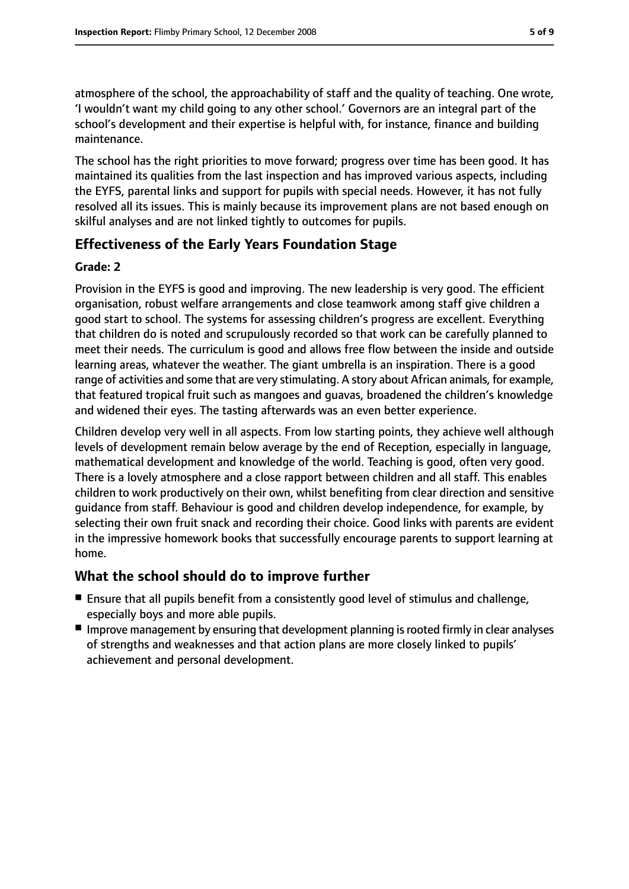atmosphere of the school, the approachability of staff and the quality of teaching. One wrote, 'I wouldn't want my child going to any other school.' Governors are an integral part of the school's development and their expertise is helpful with, for instance, finance and building maintenance.

The school has the right priorities to move forward; progress over time has been good. It has maintained its qualities from the last inspection and has improved various aspects, including the EYFS, parental links and support for pupils with special needs. However, it has not fully resolved all its issues. This is mainly because its improvement plans are not based enough on skilful analyses and are not linked tightly to outcomes for pupils.

## Effectiveness of the Early Years Foundation Stage

**Grade: 2**

Provision in the EYFS is good and improving. The new leadership is very good. The efficient organisation, robust welfare arrangements and close teamwork among staff give children a good start to school. The systems for assessing children's progress are excellent. Everything that children do is noted and scrupulously recorded so that work can be carefully planned to meet their needs. The curriculum is good and allows free flow between the inside and outside learning areas, whatever the weather. The giant umbrella is an inspiration. There is a good range of activities and some that are very stimulating. A story about African animals, for example, that featured tropical fruit such as mangoes and guavas, broadened the children's knowledge and widened their eyes. The tasting afterwards was an even better experience.

Children develop very well in all aspects. From low starting points, they achieve well although levels of development remain below average by the end of Reception, especially in language, mathematical development and knowledge of the world. Teaching is good, often very good. There is a lovely atmosphere and a close rapport between children and all staff. This enables children to work productively on their own, whilst benefiting from clear direction and sensitive guidance from staff. Behaviour is good and children develop independence, for example, by selecting their own fruit snack and recording their choice. Good links with parents are evident in the impressive homework books that successfully encourage parents to support learning at home.

## What the school should do to improve further

- Ensure that all pupils benefit from a consistently good level of stimulus and challenge, especially boys and more able pupils.
- Improve management by ensuring that development planning is rooted firmly in clear analyses of strengths and weaknesses and that action plans are more closely linked to pupils' achievement and personal development.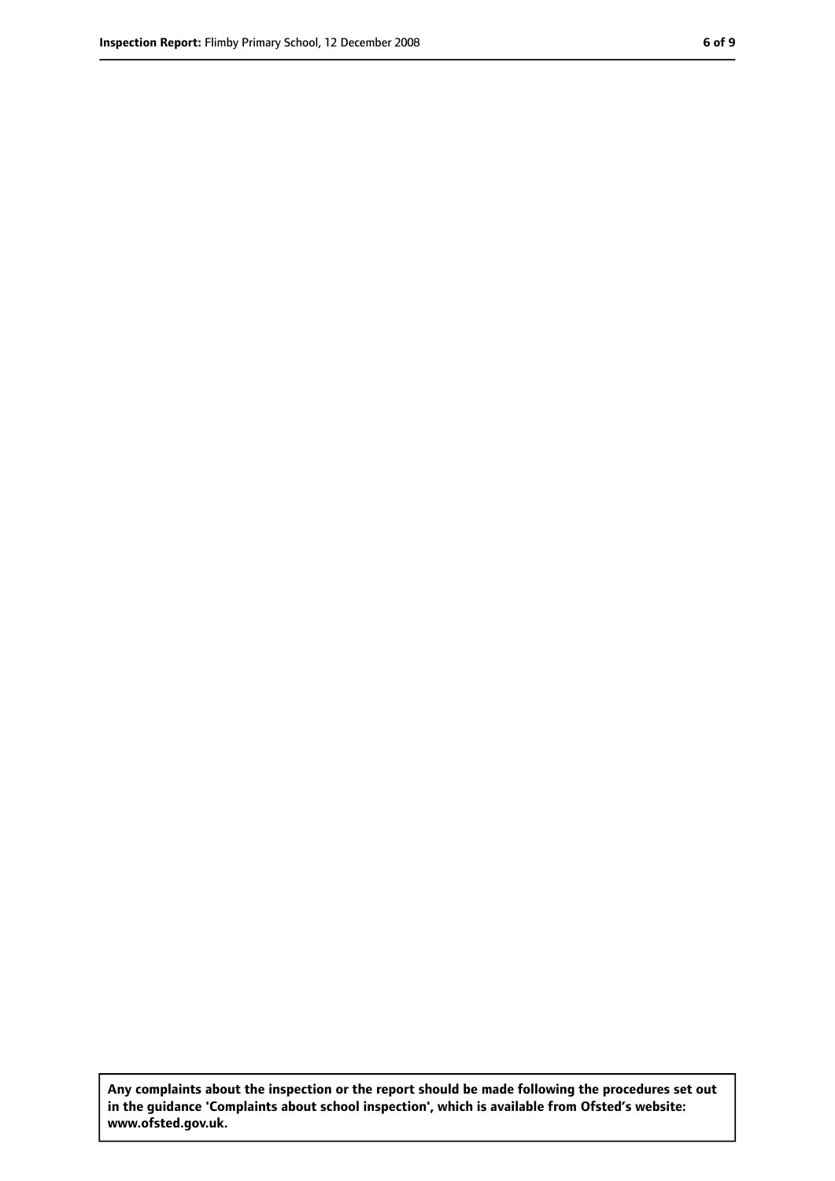**Any complaints about the inspection or the report should be made following the procedures set out in the guidance 'Complaints about school inspection', which is available from Ofsted's website: www.ofsted.gov.uk.**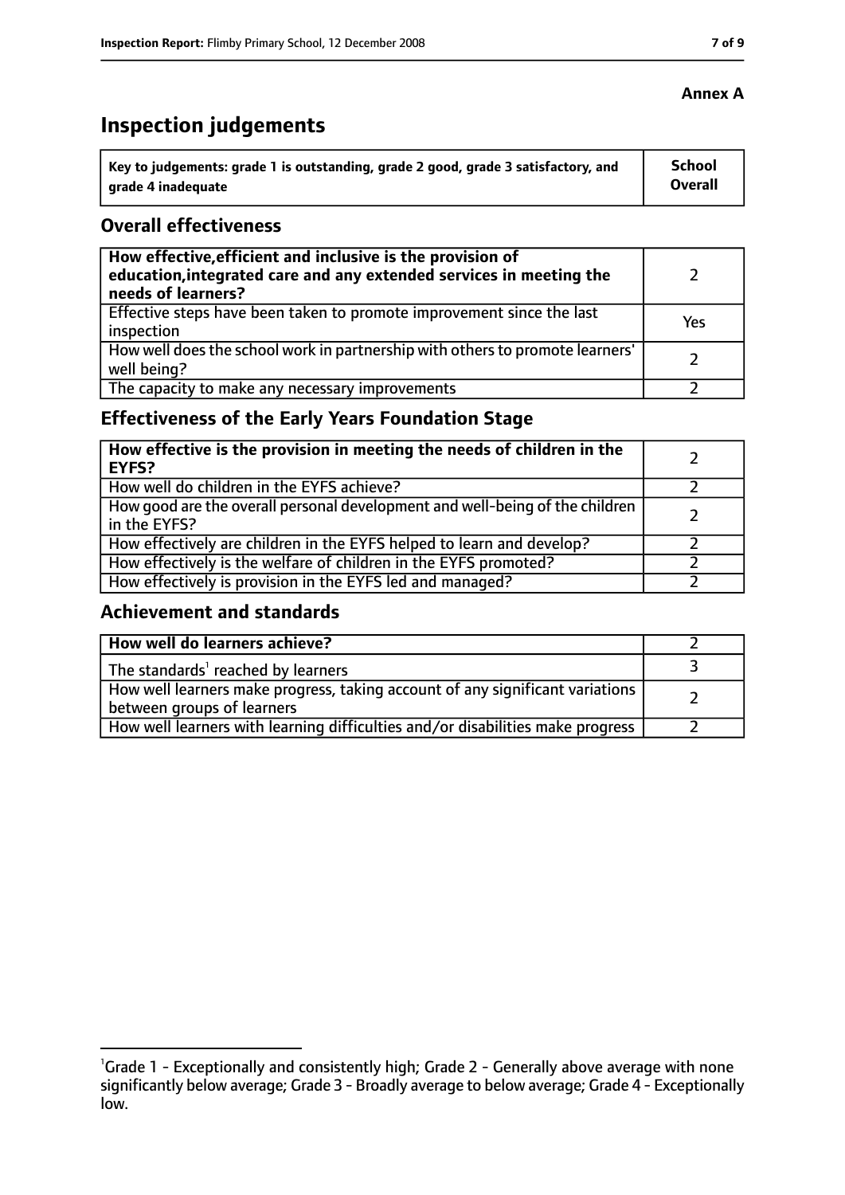**Annex A**

# Inspection judgements

| Key to judgements: grade 1 is outstanding, grade 2 good, grade 3 satisfactory, and grade 4 inadequate | School Overall |
|---|---|

## Overall effectiveness

| | |
|---|---|
| **How effective, efficient and inclusive is the provision of education, integrated care and any extended services in meeting the needs of learners?** | 2 |
| Effective steps have been taken to promote improvement since the last inspection | Yes |
| How well does the school work in partnership with others to promote learners' well being? | 2 |
| The capacity to make any necessary improvements | 2 |

## Effectiveness of the Early Years Foundation Stage

| | |
|---|---|
| **How effective is the provision in meeting the needs of children in the EYFS?** | 2 |
| How well do children in the EYFS achieve? | 2 |
| How good are the overall personal development and well-being of the children in the EYFS? | 2 |
| How effectively are children in the EYFS helped to learn and develop? | 2 |
| How effectively is the welfare of children in the EYFS promoted? | 2 |
| How effectively is provision in the EYFS led and managed? | 2 |

## Achievement and standards

| | |
|---|---|
| **How well do learners achieve?** | 2 |
| The standards[1] reached by learners | 3 |
| How well learners make progress, taking account of any significant variations between groups of learners | 2 |
| How well learners with learning difficulties and/or disabilities make progress | 2 |

[1] Grade 1 - Exceptionally and consistently high; Grade 2 - Generally above average with none significantly below average; Grade 3 - Broadly average to below average; Grade 4 - Exceptionally low.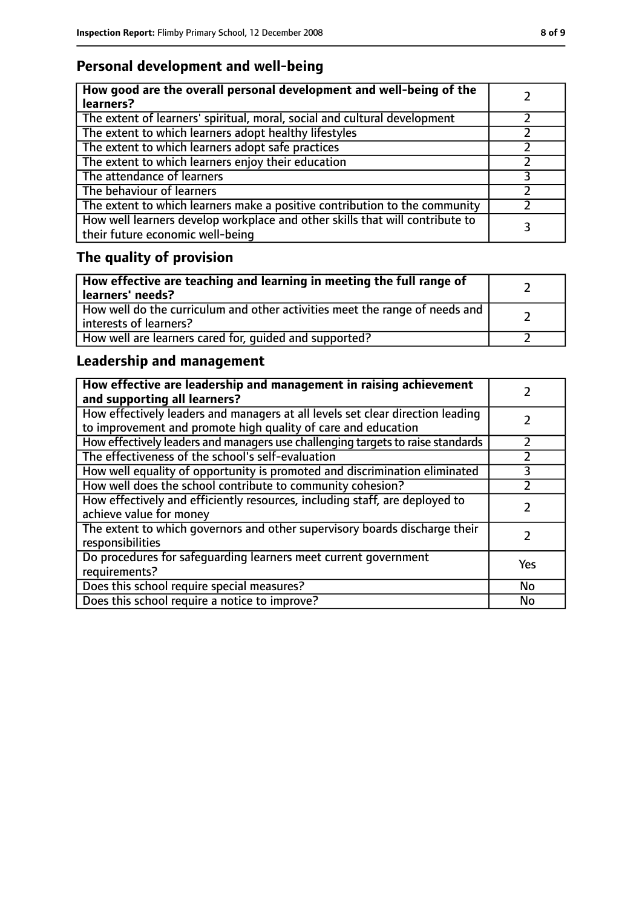## Personal development and well-being

| How good are the overall personal development and well-being of the learners? | 2 |
|---|---|
| The extent of learners' spiritual, moral, social and cultural development | 2 |
| The extent to which learners adopt healthy lifestyles | 2 |
| The extent to which learners adopt safe practices | 2 |
| The extent to which learners enjoy their education | 2 |
| The attendance of learners | 3 |
| The behaviour of learners | 2 |
| The extent to which learners make a positive contribution to the community | 2 |
| How well learners develop workplace and other skills that will contribute to their future economic well-being | 3 |

## The quality of provision

| How effective are teaching and learning in meeting the full range of learners' needs? | 2 |
|---|---|
| How well do the curriculum and other activities meet the range of needs and interests of learners? | 2 |
| How well are learners cared for, guided and supported? | 2 |

## Leadership and management

| How effective are leadership and management in raising achievement and supporting all learners? | 2 |
|---|---|
| How effectively leaders and managers at all levels set clear direction leading to improvement and promote high quality of care and education | 2 |
| How effectively leaders and managers use challenging targets to raise standards | 2 |
| The effectiveness of the school's self-evaluation | 2 |
| How well equality of opportunity is promoted and discrimination eliminated | 3 |
| How well does the school contribute to community cohesion? | 2 |
| How effectively and efficiently resources, including staff, are deployed to achieve value for money | 2 |
| The extent to which governors and other supervisory boards discharge their responsibilities | 2 |
| Do procedures for safeguarding learners meet current government requirements? | Yes |
| Does this school require special measures? | No |
| Does this school require a notice to improve? | No |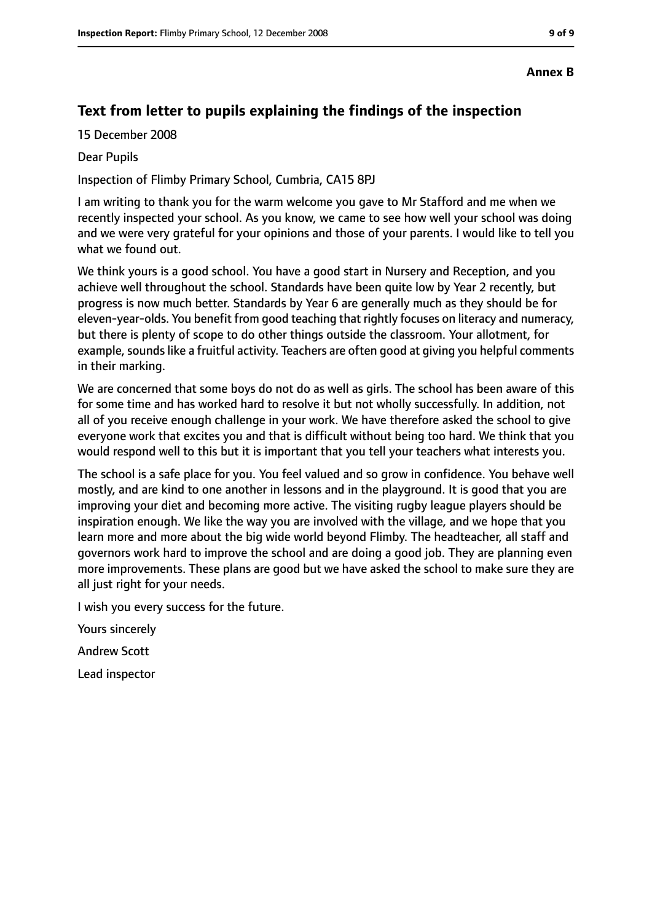**Annex B**

## Text from letter to pupils explaining the findings of the inspection

15 December 2008

Dear Pupils

Inspection of Flimby Primary School, Cumbria, CA15 8PJ

I am writing to thank you for the warm welcome you gave to Mr Stafford and me when we recently inspected your school. As you know, we came to see how well your school was doing and we were very grateful for your opinions and those of your parents. I would like to tell you what we found out.

We think yours is a good school. You have a good start in Nursery and Reception, and you achieve well throughout the school. Standards have been quite low by Year 2 recently, but progress is now much better. Standards by Year 6 are generally much as they should be for eleven-year-olds. You benefit from good teaching that rightly focuses on literacy and numeracy, but there is plenty of scope to do other things outside the classroom. Your allotment, for example, sounds like a fruitful activity. Teachers are often good at giving you helpful comments in their marking.

We are concerned that some boys do not do as well as girls. The school has been aware of this for some time and has worked hard to resolve it but not wholly successfully. In addition, not all of you receive enough challenge in your work. We have therefore asked the school to give everyone work that excites you and that is difficult without being too hard. We think that you would respond well to this but it is important that you tell your teachers what interests you.

The school is a safe place for you. You feel valued and so grow in confidence. You behave well mostly, and are kind to one another in lessons and in the playground. It is good that you are improving your diet and becoming more active. The visiting rugby league players should be inspiration enough. We like the way you are involved with the village, and we hope that you learn more and more about the big wide world beyond Flimby. The headteacher, all staff and governors work hard to improve the school and are doing a good job. They are planning even more improvements. These plans are good but we have asked the school to make sure they are all just right for your needs.

I wish you every success for the future.

Yours sincerely

Andrew Scott

Lead inspector